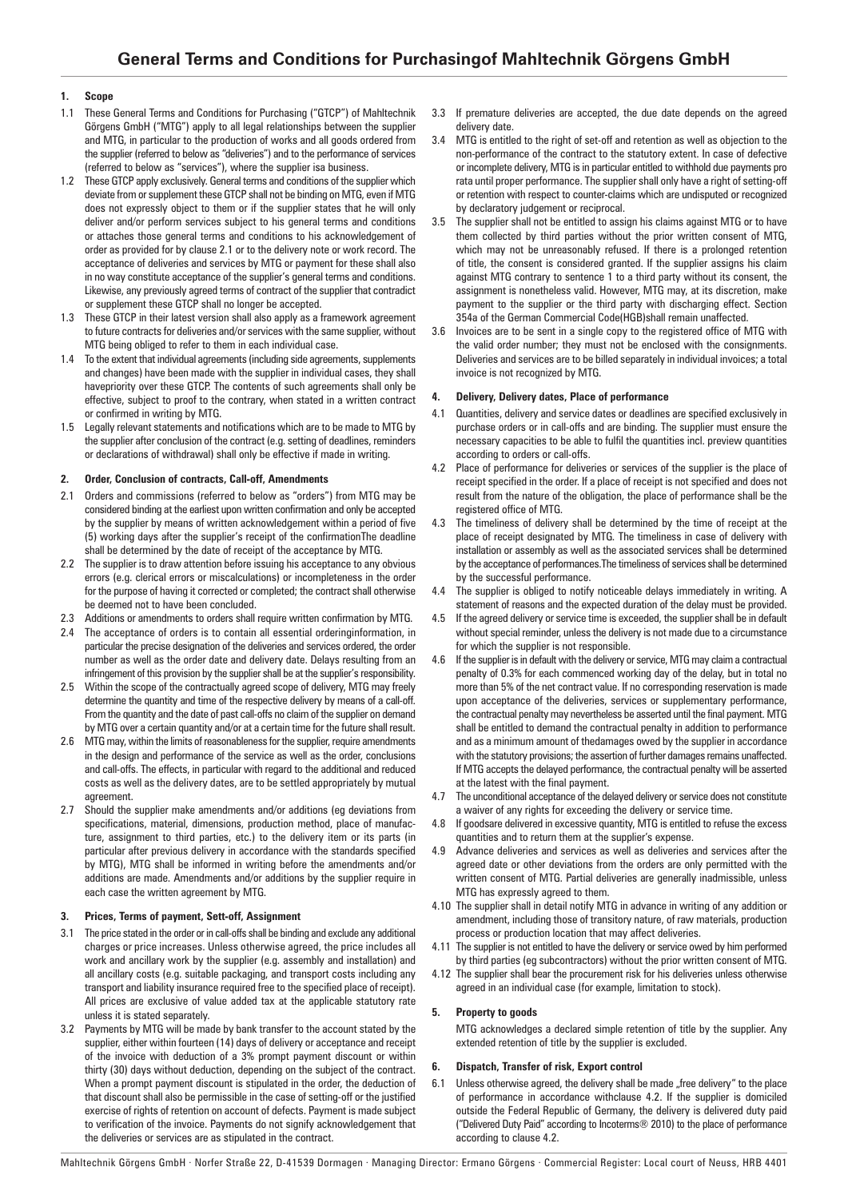# General Terms and Conditions for Purchasingof Mahltechnik Görgens GmbH

## 1. Scope

1.1 These General Terms and Conditions for Purchasing ("GTCP") of Mahltechnik Görgens GmbH ("MTG") apply to all legal relationships between the supplier and MTG, in particular to the production of works and all goods ordered from the supplier (referred to below as "deliveries") and to the performance of services (referred to below as "services"), where the supplier isa business.

1.2 These GTCP apply exclusively. General terms and conditions of the supplier which deviate from or supplement these GTCP shall not be binding on MTG, even if MTG does not expressly object to them or if the supplier states that he will only deliver and/or perform services subject to his general terms and conditions or attaches those general terms and conditions to his acknowledgement of order as provided for by clause 2.1 or to the delivery note or work record. The acceptance of deliveries and services by MTG or payment for these shall also in no way constitute acceptance of the supplier's general terms and conditions. Likewise, any previously agreed terms of contract of the supplier that contradict or supplement these GTCP shall no longer be accepted.

1.3 These GTCP in their latest version shall also apply as a framework agreement to future contracts for deliveries and/or services with the same supplier, without MTG being obliged to refer to them in each individual case.

1.4 To the extent that individual agreements (including side agreements, supplements and changes) have been made with the supplier in individual cases, they shall havepriority over these GTCP. The contents of such agreements shall only be effective, subject to proof to the contrary, when stated in a written contract or confirmed in writing by MTG.

1.5 Legally relevant statements and notifications which are to be made to MTG by the supplier after conclusion of the contract (e.g. setting of deadlines, reminders or declarations of withdrawal) shall only be effective if made in writing.

## 2. Order, Conclusion of contracts, Call-off, Amendments

2.1 Orders and commissions (referred to below as "orders") from MTG may be considered binding at the earliest upon written confirmation and only be accepted by the supplier by means of written acknowledgement within a period of five (5) working days after the supplier's receipt of the confirmationThe deadline shall be determined by the date of receipt of the acceptance by MTG.

2.2 The supplier is to draw attention before issuing his acceptance to any obvious errors (e.g. clerical errors or miscalculations) or incompleteness in the order for the purpose of having it corrected or completed; the contract shall otherwise be deemed not to have been concluded.

2.3 Additions or amendments to orders shall require written confirmation by MTG.

2.4 The acceptance of orders is to contain all essential orderinginformation, in particular the precise designation of the deliveries and services ordered, the order number as well as the order date and delivery date. Delays resulting from an infringement of this provision by the supplier shall be at the supplier's responsibility.

2.5 Within the scope of the contractually agreed scope of delivery, MTG may freely determine the quantity and time of the respective delivery by means of a call-off. From the quantity and the date of past call-offs no claim of the supplier on demand by MTG over a certain quantity and/or at a certain time for the future shall result.

2.6 MTG may, within the limits of reasonableness for the supplier, require amendments in the design and performance of the service as well as the order, conclusions and call-offs. The effects, in particular with regard to the additional and reduced costs as well as the delivery dates, are to be settled appropriately by mutual agreement.

2.7 Should the supplier make amendments and/or additions (eg deviations from specifications, material, dimensions, production method, place of manufacture, assignment to third parties, etc.) to the delivery item or its parts (in particular after previous delivery in accordance with the standards specified by MTG), MTG shall be informed in writing before the amendments and/or additions are made. Amendments and/or additions by the supplier require in each case the written agreement by MTG.

## 3. Prices, Terms of payment, Sett-off, Assignment

3.1 The price stated in the order or in call-offs shall be binding and exclude any additional charges or price increases. Unless otherwise agreed, the price includes all work and ancillary work by the supplier (e.g. assembly and installation) and all ancillary costs (e.g. suitable packaging, and transport costs including any transport and liability insurance required free to the specified place of receipt). All prices are exclusive of value added tax at the applicable statutory rate unless it is stated separately.

3.2 Payments by MTG will be made by bank transfer to the account stated by the supplier, either within fourteen (14) days of delivery or acceptance and receipt of the invoice with deduction of a 3% prompt payment discount or within thirty (30) days without deduction, depending on the subject of the contract. When a prompt payment discount is stipulated in the order, the deduction of that discount shall also be permissible in the case of setting-off or the justified exercise of rights of retention on account of defects. Payment is made subject to verification of the invoice. Payments do not signify acknowledgement that the deliveries or services are as stipulated in the contract.

3.3 If premature deliveries are accepted, the due date depends on the agreed delivery date.

3.4 MTG is entitled to the right of set-off and retention as well as objection to the non-performance of the contract to the statutory extent. In case of defective or incomplete delivery, MTG is in particular entitled to withhold due payments pro rata until proper performance. The supplier shall only have a right of setting-off or retention with respect to counter-claims which are undisputed or recognized by declaratory judgement or reciprocal.

3.5 The supplier shall not be entitled to assign his claims against MTG or to have them collected by third parties without the prior written consent of MTG, which may not be unreasonably refused. If there is a prolonged retention of title, the consent is considered granted. If the supplier assigns his claim against MTG contrary to sentence 1 to a third party without its consent, the assignment is nonetheless valid. However, MTG may, at its discretion, make payment to the supplier or the third party with discharging effect. Section 354a of the German Commercial Code(HGB)shall remain unaffected.

3.6 Invoices are to be sent in a single copy to the registered office of MTG with the valid order number; they must not be enclosed with the consignments. Deliveries and services are to be billed separately in individual invoices; a total invoice is not recognized by MTG.

## 4. Delivery, Delivery dates, Place of performance

4.1 Quantities, delivery and service dates or deadlines are specified exclusively in purchase orders or in call-offs and are binding. The supplier must ensure the necessary capacities to be able to fulfil the quantities incl. preview quantities according to orders or call-offs.

4.2 Place of performance for deliveries or services of the supplier is the place of receipt specified in the order. If a place of receipt is not specified and does not result from the nature of the obligation, the place of performance shall be the registered office of MTG.

4.3 The timeliness of delivery shall be determined by the time of receipt at the place of receipt designated by MTG. The timeliness in case of delivery with installation or assembly as well as the associated services shall be determined by the acceptance of performances.The timeliness of services shall be determined by the successful performance.

4.4 The supplier is obliged to notify noticeable delays immediately in writing. A statement of reasons and the expected duration of the delay must be provided.

4.5 If the agreed delivery or service time is exceeded, the supplier shall be in default without special reminder, unless the delivery is not made due to a circumstance for which the supplier is not responsible.

4.6 If the supplier is in default with the delivery or service, MTG may claim a contractual penalty of 0.3% for each commenced working day of the delay, but in total no more than 5% of the net contract value. If no corresponding reservation is made upon acceptance of the deliveries, services or supplementary performance, the contractual penalty may nevertheless be asserted until the final payment. MTG shall be entitled to demand the contractual penalty in addition to performance and as a minimum amount of thedamages owed by the supplier in accordance with the statutory provisions; the assertion of further damages remains unaffected. If MTG accepts the delayed performance, the contractual penalty will be asserted at the latest with the final payment.

4.7 The unconditional acceptance of the delayed delivery or service does not constitute a waiver of any rights for exceeding the delivery or service time.

4.8 If goodsare delivered in excessive quantity, MTG is entitled to refuse the excess quantities and to return them at the supplier's expense.

4.9 Advance deliveries and services as well as deliveries and services after the agreed date or other deviations from the orders are only permitted with the written consent of MTG. Partial deliveries are generally inadmissible, unless MTG has expressly agreed to them.

4.10 The supplier shall in detail notify MTG in advance in writing of any addition or amendment, including those of transitory nature, of raw materials, production process or production location that may affect deliveries.

4.11 The supplier is not entitled to have the delivery or service owed by him performed by third parties (eg subcontractors) without the prior written consent of MTG.

4.12 The supplier shall bear the procurement risk for his deliveries unless otherwise agreed in an individual case (for example, limitation to stock).

## 5. Property to goods

MTG acknowledges a declared simple retention of title by the supplier. Any extended retention of title by the supplier is excluded.

## 6. Dispatch, Transfer of risk, Export control

6.1 Unless otherwise agreed, the delivery shall be made „free delivery" to the place of performance in accordance withclause 4.2. If the supplier is domiciled outside the Federal Republic of Germany, the delivery is delivered duty paid ("Delivered Duty Paid" according to Incoterms® 2010) to the place of performance according to clause 4.2.

Mahltechnik Görgens GmbH · Norfer Straße 22, D-41539 Dormagen · Managing Director: Ermano Görgens · Commercial Register: Local court of Neuss, HRB 4401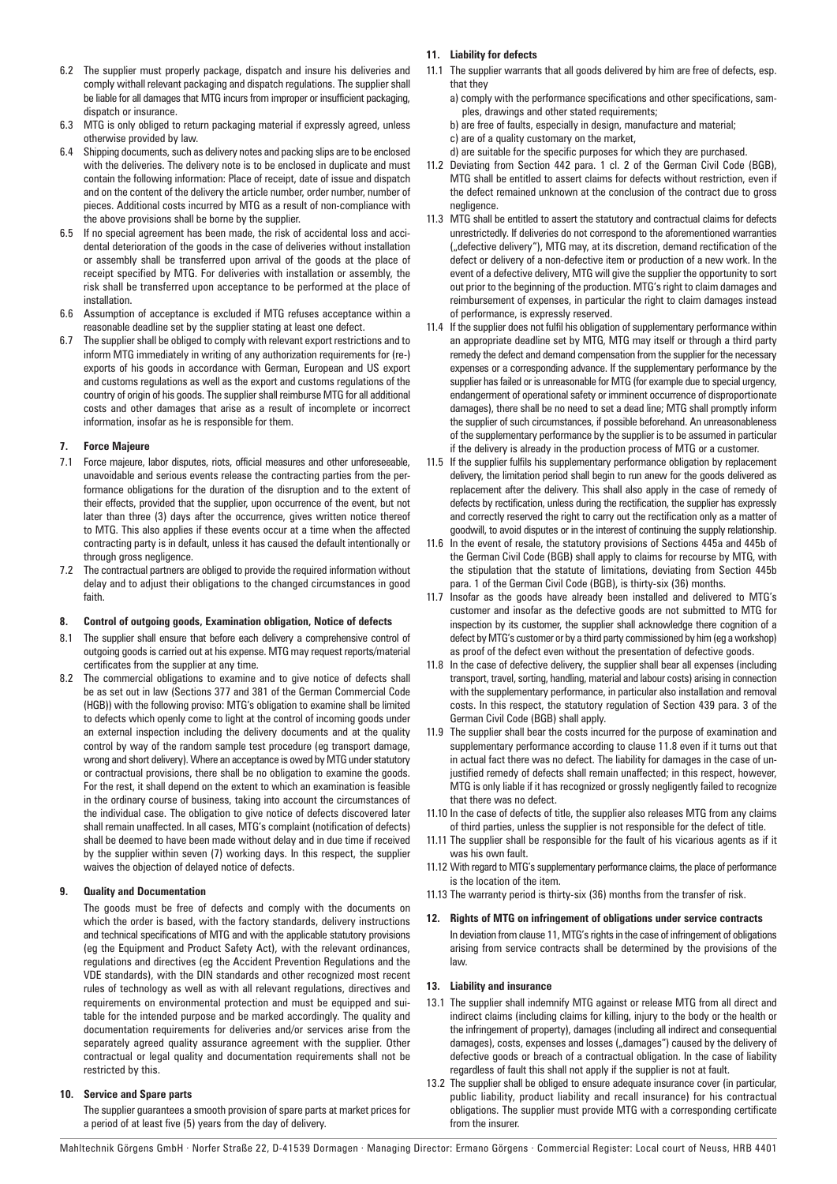6.2 The supplier must properly package, dispatch and insure his deliveries and comply withall relevant packaging and dispatch regulations. The supplier shall be liable for all damages that MTG incurs from improper or insufficient packaging, dispatch or insurance.

6.3 MTG is only obliged to return packaging material if expressly agreed, unless otherwise provided by law.

6.4 Shipping documents, such as delivery notes and packing slips are to be enclosed with the deliveries. The delivery note is to be enclosed in duplicate and must contain the following information: Place of receipt, date of issue and dispatch and on the content of the delivery the article number, order number, number of pieces. Additional costs incurred by MTG as a result of non-compliance with the above provisions shall be borne by the supplier.

6.5 If no special agreement has been made, the risk of accidental loss and accidental deterioration of the goods in the case of deliveries without installation or assembly shall be transferred upon arrival of the goods at the place of receipt specified by MTG. For deliveries with installation or assembly, the risk shall be transferred upon acceptance to be performed at the place of installation.

6.6 Assumption of acceptance is excluded if MTG refuses acceptance within a reasonable deadline set by the supplier stating at least one defect.

6.7 The supplier shall be obliged to comply with relevant export restrictions and to inform MTG immediately in writing of any authorization requirements for (re-) exports of his goods in accordance with German, European and US export and customs regulations as well as the export and customs regulations of the country of origin of his goods. The supplier shall reimburse MTG for all additional costs and other damages that arise as a result of incomplete or incorrect information, insofar as he is responsible for them.

## 7. Force Majeure

7.1 Force majeure, labor disputes, riots, official measures and other unforeseeable, unavoidable and serious events release the contracting parties from the performance obligations for the duration of the disruption and to the extent of their effects, provided that the supplier, upon occurrence of the event, but not later than three (3) days after the occurrence, gives written notice thereof to MTG. This also applies if these events occur at a time when the affected contracting party is in default, unless it has caused the default intentionally or through gross negligence.

7.2 The contractual partners are obliged to provide the required information without delay and to adjust their obligations to the changed circumstances in good faith.

## 8. Control of outgoing goods, Examination obligation, Notice of defects

8.1 The supplier shall ensure that before each delivery a comprehensive control of outgoing goods is carried out at his expense. MTG may request reports/material certificates from the supplier at any time.

8.2 The commercial obligations to examine and to give notice of defects shall be as set out in law (Sections 377 and 381 of the German Commercial Code (HGB)) with the following proviso: MTG's obligation to examine shall be limited to defects which openly come to light at the control of incoming goods under an external inspection including the delivery documents and at the quality control by way of the random sample test procedure (eg transport damage, wrong and short delivery). Where an acceptance is owed by MTG under statutory or contractual provisions, there shall be no obligation to examine the goods. For the rest, it shall depend on the extent to which an examination is feasible in the ordinary course of business, taking into account the circumstances of the individual case. The obligation to give notice of defects discovered later shall remain unaffected. In all cases, MTG's complaint (notification of defects) shall be deemed to have been made without delay and in due time if received by the supplier within seven (7) working days. In this respect, the supplier waives the objection of delayed notice of defects.

## 9. Quality and Documentation

The goods must be free of defects and comply with the documents on which the order is based, with the factory standards, delivery instructions and technical specifications of MTG and with the applicable statutory provisions (eg the Equipment and Product Safety Act), with the relevant ordinances, regulations and directives (eg the Accident Prevention Regulations and the VDE standards), with the DIN standards and other recognized most recent rules of technology as well as with all relevant regulations, directives and requirements on environmental protection and must be equipped and suitable for the intended purpose and be marked accordingly. The quality and documentation requirements for deliveries and/or services arise from the separately agreed quality assurance agreement with the supplier. Other contractual or legal quality and documentation requirements shall not be restricted by this.

## 10. Service and Spare parts

The supplier guarantees a smooth provision of spare parts at market prices for a period of at least five (5) years from the day of delivery.

## 11. Liability for defects

11.1 The supplier warrants that all goods delivered by him are free of defects, esp. that they

a) comply with the performance specifications and other specifications, samples, drawings and other stated requirements;
b) are free of faults, especially in design, manufacture and material;
c) are of a quality customary on the market,
d) are suitable for the specific purposes for which they are purchased.

11.2 Deviating from Section 442 para. 1 cl. 2 of the German Civil Code (BGB), MTG shall be entitled to assert claims for defects without restriction, even if the defect remained unknown at the conclusion of the contract due to gross negligence.

11.3 MTG shall be entitled to assert the statutory and contractual claims for defects unrestrictedly. If deliveries do not correspond to the aforementioned warranties („defective delivery"), MTG may, at its discretion, demand rectification of the defect or delivery of a non-defective item or production of a new work. In the event of a defective delivery, MTG will give the supplier the opportunity to sort out prior to the beginning of the production. MTG's right to claim damages and reimbursement of expenses, in particular the right to claim damages instead of performance, is expressly reserved.

11.4 If the supplier does not fulfil his obligation of supplementary performance within an appropriate deadline set by MTG, MTG may itself or through a third party remedy the defect and demand compensation from the supplier for the necessary expenses or a corresponding advance. If the supplementary performance by the supplier has failed or is unreasonable for MTG (for example due to special urgency, endangerment of operational safety or imminent occurrence of disproportionate damages), there shall be no need to set a dead line; MTG shall promptly inform the supplier of such circumstances, if possible beforehand. An unreasonableness of the supplementary performance by the supplier is to be assumed in particular if the delivery is already in the production process of MTG or a customer.

11.5 If the supplier fulfils his supplementary performance obligation by replacement delivery, the limitation period shall begin to run anew for the goods delivered as replacement after the delivery. This shall also apply in the case of remedy of defects by rectification, unless during the rectification, the supplier has expressly and correctly reserved the right to carry out the rectification only as a matter of goodwill, to avoid disputes or in the interest of continuing the supply relationship.

11.6 In the event of resale, the statutory provisions of Sections 445a and 445b of the German Civil Code (BGB) shall apply to claims for recourse by MTG, with the stipulation that the statute of limitations, deviating from Section 445b para. 1 of the German Civil Code (BGB), is thirty-six (36) months.

11.7 Insofar as the goods have already been installed and delivered to MTG's customer and insofar as the defective goods are not submitted to MTG for inspection by its customer, the supplier shall acknowledge there cognition of a defect by MTG's customer or by a third party commissioned by him (eg a workshop) as proof of the defect even without the presentation of defective goods.

11.8 In the case of defective delivery, the supplier shall bear all expenses (including transport, travel, sorting, handling, material and labour costs) arising in connection with the supplementary performance, in particular also installation and removal costs. In this respect, the statutory regulation of Section 439 para. 3 of the German Civil Code (BGB) shall apply.

11.9 The supplier shall bear the costs incurred for the purpose of examination and supplementary performance according to clause 11.8 even if it turns out that in actual fact there was no defect. The liability for damages in the case of unjustified remedy of defects shall remain unaffected; in this respect, however, MTG is only liable if it has recognized or grossly negligently failed to recognize that there was no defect.

11.10 In the case of defects of title, the supplier also releases MTG from any claims of third parties, unless the supplier is not responsible for the defect of title.

11.11 The supplier shall be responsible for the fault of his vicarious agents as if it was his own fault.

11.12 With regard to MTG's supplementary performance claims, the place of performance is the location of the item.

11.13 The warranty period is thirty-six (36) months from the transfer of risk.

## 12. Rights of MTG on infringement of obligations under service contracts

In deviation from clause 11, MTG's rights in the case of infringement of obligations arising from service contracts shall be determined by the provisions of the law.

## 13. Liability and insurance

13.1 The supplier shall indemnify MTG against or release MTG from all direct and indirect claims (including claims for killing, injury to the body or the health or the infringement of property), damages (including all indirect and consequential damages), costs, expenses and losses („damages") caused by the delivery of defective goods or breach of a contractual obligation. In the case of liability regardless of fault this shall not apply if the supplier is not at fault.

13.2 The supplier shall be obliged to ensure adequate insurance cover (in particular, public liability, product liability and recall insurance) for his contractual obligations. The supplier must provide MTG with a corresponding certificate from the insurer.

Mahltechnik Görgens GmbH · Norfer Straße 22, D-41539 Dormagen · Managing Director: Ermano Görgens · Commercial Register: Local court of Neuss, HRB 4401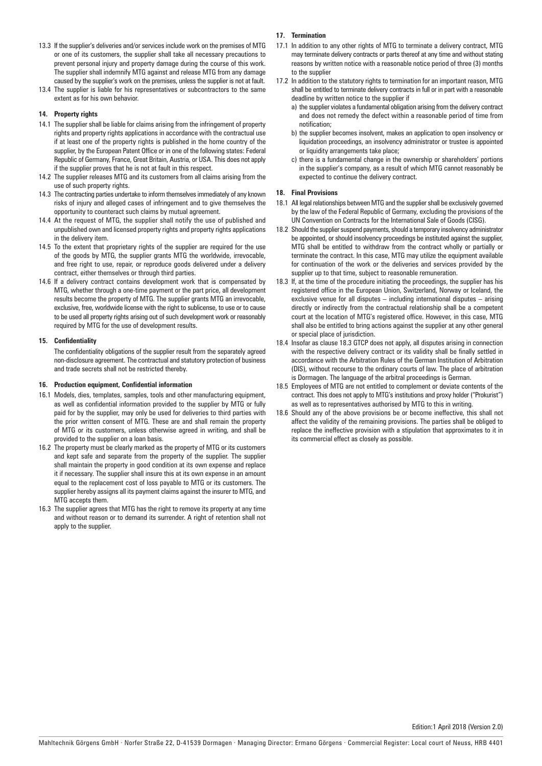13.3 If the supplier's deliveries and/or services include work on the premises of MTG or one of its customers, the supplier shall take all necessary precautions to prevent personal injury and property damage during the course of this work. The supplier shall indemnify MTG against and release MTG from any damage caused by the supplier's work on the premises, unless the supplier is not at fault.

13.4 The supplier is liable for his representatives or subcontractors to the same extent as for his own behavior.

### 14. Property rights

14.1 The supplier shall be liable for claims arising from the infringement of property rights and property rights applications in accordance with the contractual use if at least one of the property rights is published in the home country of the supplier, by the European Patent Office or in one of the following states: Federal Republic of Germany, France, Great Britain, Austria, or USA. This does not apply if the supplier proves that he is not at fault in this respect.

14.2 The supplier releases MTG and its customers from all claims arising from the use of such property rights.

14.3 The contracting parties undertake to inform themselves immediately of any known risks of injury and alleged cases of infringement and to give themselves the opportunity to counteract such claims by mutual agreement.

14.4 At the request of MTG, the supplier shall notify the use of published and unpublished own and licensed property rights and property rights applications in the delivery item.

14.5 To the extent that proprietary rights of the supplier are required for the use of the goods by MTG, the supplier grants MTG the worldwide, irrevocable, and free right to use, repair, or reproduce goods delivered under a delivery contract, either themselves or through third parties.

14.6 If a delivery contract contains development work that is compensated by MTG, whether through a one-time payment or the part price, all development results become the property of MTG. The supplier grants MTG an irrevocable, exclusive, free, worldwide license with the right to sublicense, to use or to cause to be used all property rights arising out of such development work or reasonably required by MTG for the use of development results.

### 15. Confidentiality

The confidentiality obligations of the supplier result from the separately agreed non-disclosure agreement. The contractual and statutory protection of business and trade secrets shall not be restricted thereby.

### 16. Production equipment, Confidential information

16.1 Models, dies, templates, samples, tools and other manufacturing equipment, as well as confidential information provided to the supplier by MTG or fully paid for by the supplier, may only be used for deliveries to third parties with the prior written consent of MTG. These are and shall remain the property of MTG or its customers, unless otherwise agreed in writing, and shall be provided to the supplier on a loan basis.

16.2 The property must be clearly marked as the property of MTG or its customers and kept safe and separate from the property of the supplier. The supplier shall maintain the property in good condition at its own expense and replace it if necessary. The supplier shall insure this at its own expense in an amount equal to the replacement cost of loss payable to MTG or its customers. The supplier hereby assigns all its payment claims against the insurer to MTG, and MTG accepts them.

16.3 The supplier agrees that MTG has the right to remove its property at any time and without reason or to demand its surrender. A right of retention shall not apply to the supplier.

### 17. Termination

17.1 In addition to any other rights of MTG to terminate a delivery contract, MTG may terminate delivery contracts or parts thereof at any time and without stating reasons by written notice with a reasonable notice period of three (3) months to the supplier

17.2 In addition to the statutory rights to termination for an important reason, MTG shall be entitled to terminate delivery contracts in full or in part with a reasonable deadline by written notice to the supplier if

a) the supplier violates a fundamental obligation arising from the delivery contract and does not remedy the defect within a reasonable period of time from notification;

b) the supplier becomes insolvent, makes an application to open insolvency or liquidation proceedings, an insolvency administrator or trustee is appointed or liquidity arrangements take place;

c) there is a fundamental change in the ownership or shareholders' portions in the supplier's company, as a result of which MTG cannot reasonably be expected to continue the delivery contract.

### 18. Final Provisions

18.1 All legal relationships between MTG and the supplier shall be exclusively governed by the law of the Federal Republic of Germany, excluding the provisions of the UN Convention on Contracts for the International Sale of Goods (CISG).

18.2 Should the supplier suspend payments, should a temporary insolvency administrator be appointed, or should insolvency proceedings be instituted against the supplier, MTG shall be entitled to withdraw from the contract wholly or partially or terminate the contract. In this case, MTG may utilize the equipment available for continuation of the work or the deliveries and services provided by the supplier up to that time, subject to reasonable remuneration.

18.3 If, at the time of the procedure initiating the proceedings, the supplier has his registered office in the European Union, Switzerland, Norway or Iceland, the exclusive venue for all disputes – including international disputes – arising directly or indirectly from the contractual relationship shall be a competent court at the location of MTG's registered office. However, in this case, MTG shall also be entitled to bring actions against the supplier at any other general or special place of jurisdiction.

18.4 Insofar as clause 18.3 GTCP does not apply, all disputes arising in connection with the respective delivery contract or its validity shall be finally settled in accordance with the Arbitration Rules of the German Institution of Arbitration (DIS), without recourse to the ordinary courts of law. The place of arbitration is Dormagen. The language of the arbitral proceedings is German.

18.5 Employees of MTG are not entitled to complement or deviate contents of the contract. This does not apply to MTG's institutions and proxy holder ("Prokurist") as well as to representatives authorised by MTG to this in writing.

18.6 Should any of the above provisions be or become ineffective, this shall not affect the validity of the remaining provisions. The parties shall be obliged to replace the ineffective provision with a stipulation that approximates to it in its commercial effect as closely as possible.

Edition:1 April 2018 (Version 2.0)

Mahltechnik Görgens GmbH · Norfer Straße 22, D-41539 Dormagen · Managing Director: Ermano Görgens · Commercial Register: Local court of Neuss, HRB 4401